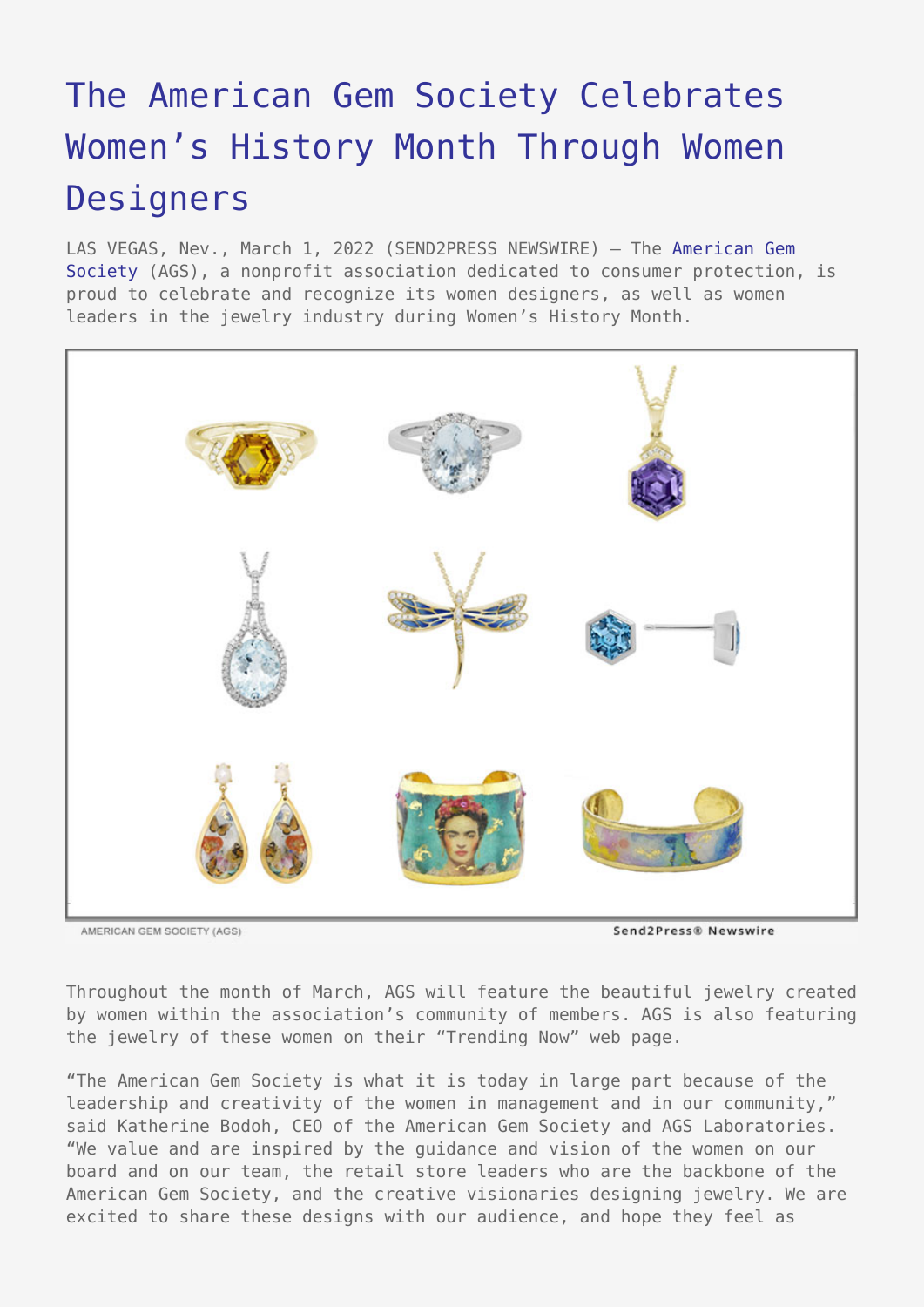# The American Gem Society Celebrates Women's History Month Through Women Designers

LAS VEGAS, Nev., March 1, 2022 (SEND2PRESS NEWSWIRE) — The American Gem Society (AGS), a nonprofit association dedicated to consumer protection, is proud to celebrate and recognize its women designers, as well as women leaders in the jewelry industry during Women's History Month.

AMERICAN GEM SOCIETY (AGS)

Send2Press® Newswire

Throughout the month of March, AGS will feature the beautiful jewelry created by women within the association's community of members. AGS is also featuring the jewelry of these women on their "Trending Now" web page.

"The American Gem Society is what it is today in large part because of the leadership and creativity of the women in management and in our community," said Katherine Bodoh, CEO of the American Gem Society and AGS Laboratories. "We value and are inspired by the guidance and vision of the women on our board and on our team, the retail store leaders who are the backbone of the American Gem Society, and the creative visionaries designing jewelry. We are excited to share these designs with our audience, and hope they feel as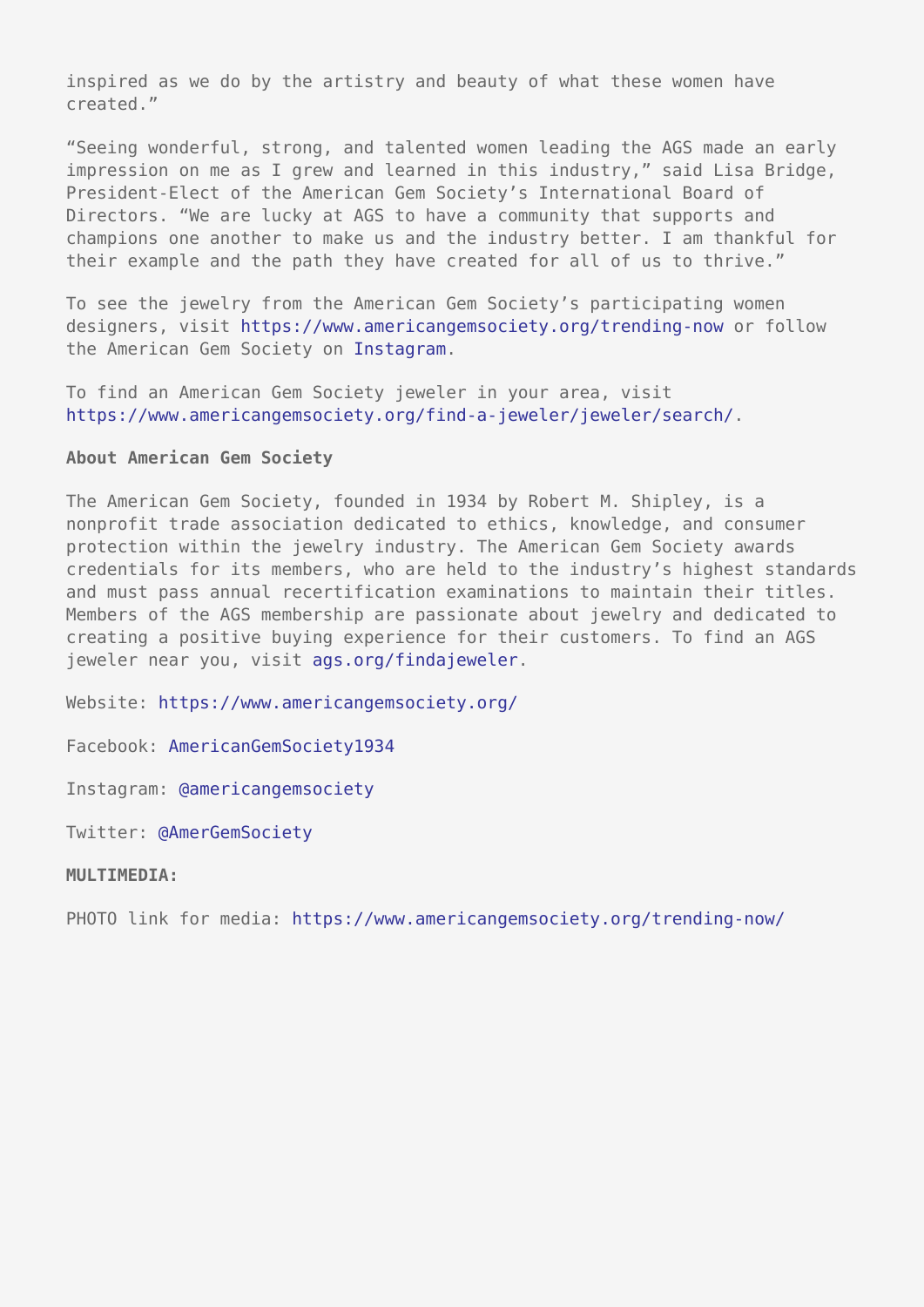inspired as we do by the artistry and beauty of what these women have created."

"Seeing wonderful, strong, and talented women leading the AGS made an early impression on me as I grew and learned in this industry," said Lisa Bridge, President-Elect of the American Gem Society's International Board of Directors. "We are lucky at AGS to have a community that supports and champions one another to make us and the industry better. I am thankful for their example and the path they have created for all of us to thrive."

To see the jewelry from the American Gem Society's participating women designers, visit https://www.americangemsociety.org/trending-now or follow the American Gem Society on Instagram.

To find an American Gem Society jeweler in your area, visit https://www.americangemsociety.org/find-a-jeweler/jeweler/search/.

**About American Gem Society**

The American Gem Society, founded in 1934 by Robert M. Shipley, is a nonprofit trade association dedicated to ethics, knowledge, and consumer protection within the jewelry industry. The American Gem Society awards credentials for its members, who are held to the industry's highest standards and must pass annual recertification examinations to maintain their titles. Members of the AGS membership are passionate about jewelry and dedicated to creating a positive buying experience for their customers. To find an AGS jeweler near you, visit ags.org/findajeweler.

Website: https://www.americangemsociety.org/

Facebook: AmericanGemSociety1934

Instagram: @americangemsociety

Twitter: @AmerGemSociety

**MULTIMEDIA:**

PHOTO link for media: https://www.americangemsociety.org/trending-now/